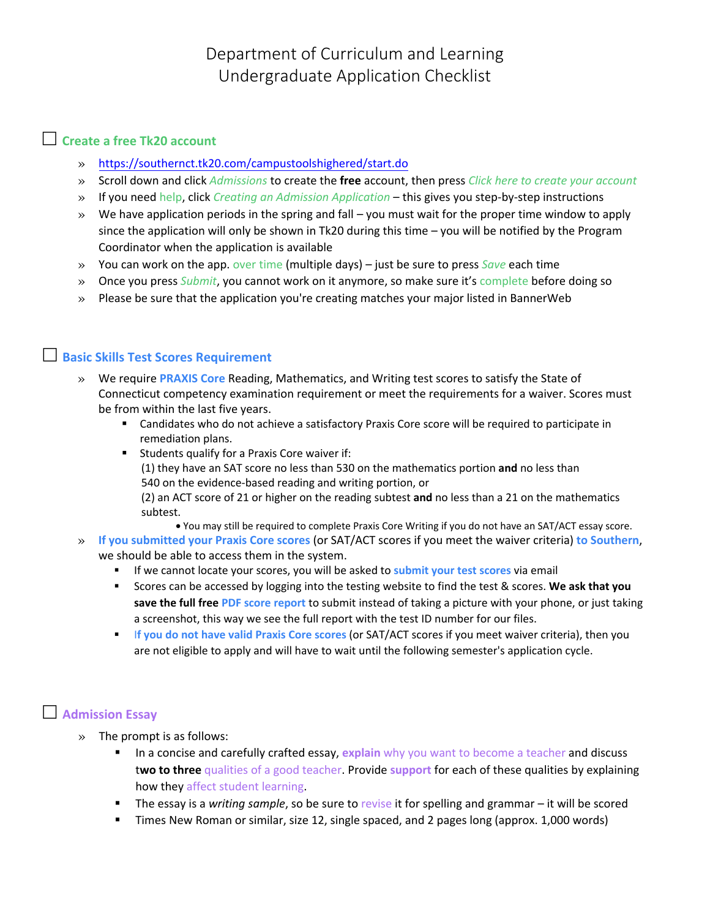# Department of Curriculum and Learning
# Undergraduate Application Checklist

## ☐ Create a free Tk20 account

- https://southernct.tk20.com/campustoolshighered/start.do
- Scroll down and click *Admissions* to create the **free** account, then press *Click here to create your account*
- If you need help, click *Creating an Admission Application* – this gives you step-by-step instructions
- We have application periods in the spring and fall – you must wait for the proper time window to apply since the application will only be shown in Tk20 during this time – you will be notified by the Program Coordinator when the application is available
- You can work on the app. over time (multiple days) – just be sure to press *Save* each time
- Once you press *Submit*, you cannot work on it anymore, so make sure it's complete before doing so
- Please be sure that the application you're creating matches your major listed in BannerWeb

## ☐ Basic Skills Test Scores Requirement

- We require **PRAXIS Core** Reading, Mathematics, and Writing test scores to satisfy the State of Connecticut competency examination requirement or meet the requirements for a waiver. Scores must be from within the last five years.
  - Candidates who do not achieve a satisfactory Praxis Core score will be required to participate in remediation plans.
  - Students qualify for a Praxis Core waiver if:
    (1) they have an SAT score no less than 530 on the mathematics portion **and** no less than 540 on the evidence-based reading and writing portion, or
    (2) an ACT score of 21 or higher on the reading subtest **and** no less than a 21 on the mathematics subtest.
      - You may still be required to complete Praxis Core Writing if you do not have an SAT/ACT essay score.
- **If you submitted your Praxis Core scores** (or SAT/ACT scores if you meet the waiver criteria) **to Southern**, we should be able to access them in the system.
  - If we cannot locate your scores, you will be asked to **submit your test scores** via email
  - Scores can be accessed by logging into the testing website to find the test & scores. **We ask that you save the full free PDF score report** to submit instead of taking a picture with your phone, or just taking a screenshot, this way we see the full report with the test ID number for our files.
  - **If you do not have valid Praxis Core scores** (or SAT/ACT scores if you meet waiver criteria), then you are not eligible to apply and will have to wait until the following semester's application cycle.

## ☐ Admission Essay

- The prompt is as follows:
  - In a concise and carefully crafted essay, **explain** why you want to become a teacher and discuss **two to three** qualities of a good teacher. Provide **support** for each of these qualities by explaining how they affect student learning.
  - The essay is a *writing sample*, so be sure to revise it for spelling and grammar – it will be scored
  - Times New Roman or similar, size 12, single spaced, and 2 pages long (approx. 1,000 words)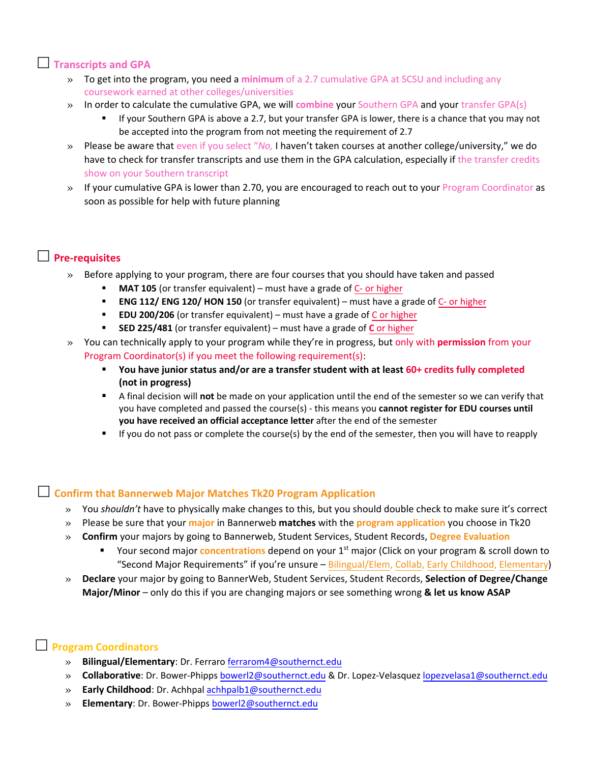## ☐ Transcripts and GPA

- To get into the program, you need a **minimum** of a 2.7 cumulative GPA at SCSU and including any coursework earned at other colleges/universities
- In order to calculate the cumulative GPA, we will **combine** your Southern GPA and your transfer GPA(s)
  - If your Southern GPA is above a 2.7, but your transfer GPA is lower, there is a chance that you may not be accepted into the program from not meeting the requirement of 2.7
- Please be aware that even if you select "*No,* I haven't taken courses at another college/university," we do have to check for transfer transcripts and use them in the GPA calculation, especially if the transfer credits show on your Southern transcript
- If your cumulative GPA is lower than 2.70, you are encouraged to reach out to your Program Coordinator as soon as possible for help with future planning

## ☐ Pre-requisites

- Before applying to your program, there are four courses that you should have taken and passed
  - **MAT 105** (or transfer equivalent) – must have a grade of C- or higher
  - **ENG 112/ ENG 120/ HON 150** (or transfer equivalent) – must have a grade of C- or higher
  - **EDU 200/206** (or transfer equivalent) – must have a grade of C or higher
  - **SED 225/481** (or transfer equivalent) – must have a grade of **C** or higher
- You can technically apply to your program while they're in progress, but only with **permission** from your Program Coordinator(s) if you meet the following requirement(s):
  - **You have junior status and/or are a transfer student with at least 60+ credits fully completed (not in progress)**
  - A final decision will **not** be made on your application until the end of the semester so we can verify that you have completed and passed the course(s) - this means you **cannot register for EDU courses until you have received an official acceptance letter** after the end of the semester
  - If you do not pass or complete the course(s) by the end of the semester, then you will have to reapply

## ☐ Confirm that Bannerweb Major Matches Tk20 Program Application

- You *shouldn't* have to physically make changes to this, but you should double check to make sure it's correct
- Please be sure that your **major** in Bannerweb **matches** with the **program application** you choose in Tk20
- **Confirm** your majors by going to Bannerweb, Student Services, Student Records, **Degree Evaluation**
  - Your second major **concentrations** depend on your 1st major (Click on your program & scroll down to "Second Major Requirements" if you're unsure – Bilingual/Elem, Collab, Early Childhood, Elementary)
- **Declare** your major by going to BannerWeb, Student Services, Student Records, **Selection of Degree/Change Major/Minor** – only do this if you are changing majors or see something wrong **& let us know ASAP**

## ☐ Program Coordinators

- **Bilingual/Elementary**: Dr. Ferraro ferrarom4@southernct.edu
- **Collaborative**: Dr. Bower-Phipps bowerl2@southernct.edu & Dr. Lopez-Velasquez lopezvelasa1@southernct.edu
- **Early Childhood**: Dr. Achhpal achhpalb1@southernct.edu
- **Elementary**: Dr. Bower-Phipps bowerl2@southernct.edu